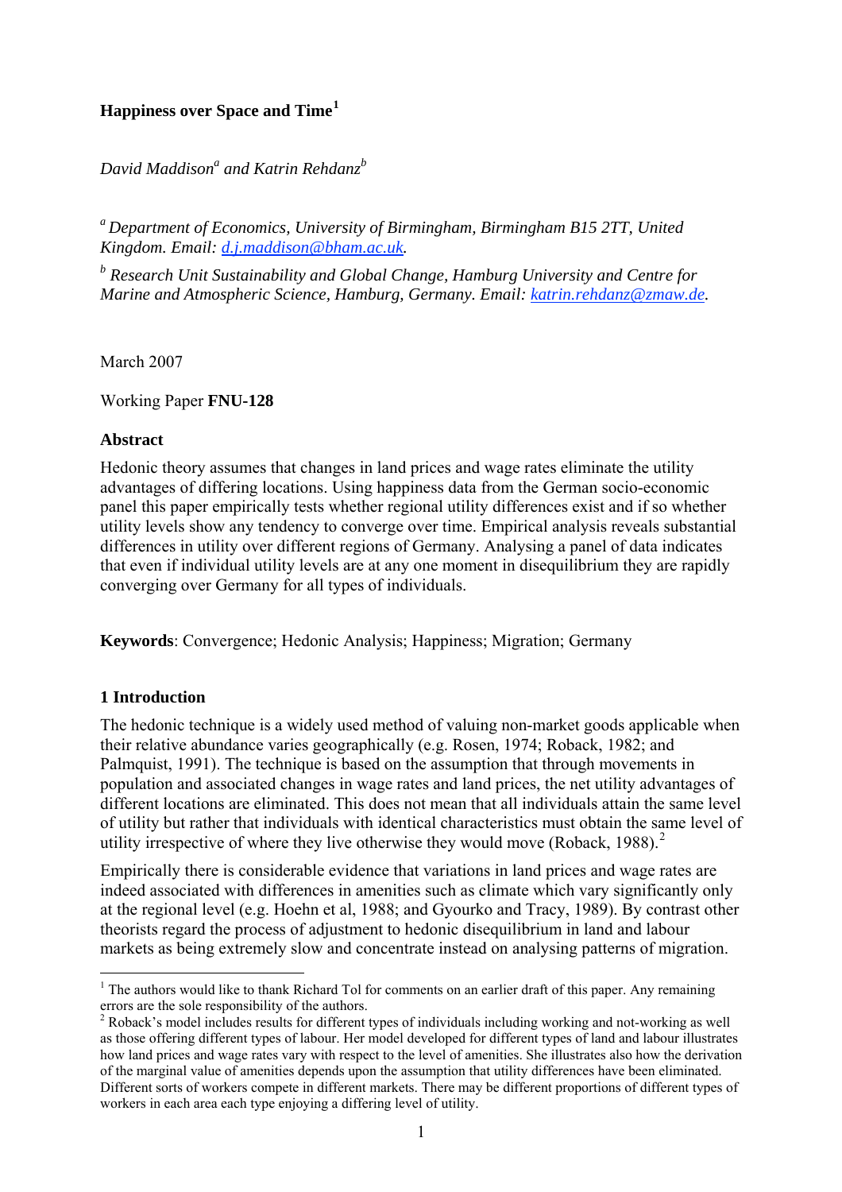# Happiness over Space and Time[1]

*David Maddison[a] and Katrin Rehdanz[b]*

*[a] Department of Economics, University of Birmingham, Birmingham B15 2TT, United Kingdom. Email: d.j.maddison@bham.ac.uk.*

*[b] Research Unit Sustainability and Global Change, Hamburg University and Centre for Marine and Atmospheric Science, Hamburg, Germany. Email: katrin.rehdanz@zmaw.de.*

March 2007

Working Paper **FNU-128**

## Abstract

Hedonic theory assumes that changes in land prices and wage rates eliminate the utility advantages of differing locations. Using happiness data from the German socio-economic panel this paper empirically tests whether regional utility differences exist and if so whether utility levels show any tendency to converge over time. Empirical analysis reveals substantial differences in utility over different regions of Germany. Analysing a panel of data indicates that even if individual utility levels are at any one moment in disequilibrium they are rapidly converging over Germany for all types of individuals.

**Keywords**: Convergence; Hedonic Analysis; Happiness; Migration; Germany

## 1 Introduction

The hedonic technique is a widely used method of valuing non-market goods applicable when their relative abundance varies geographically (e.g. Rosen, 1974; Roback, 1982; and Palmquist, 1991). The technique is based on the assumption that through movements in population and associated changes in wage rates and land prices, the net utility advantages of different locations are eliminated. This does not mean that all individuals attain the same level of utility but rather that individuals with identical characteristics must obtain the same level of utility irrespective of where they live otherwise they would move (Roback, 1988).[2]

Empirically there is considerable evidence that variations in land prices and wage rates are indeed associated with differences in amenities such as climate which vary significantly only at the regional level (e.g. Hoehn et al, 1988; and Gyourko and Tracy, 1989). By contrast other theorists regard the process of adjustment to hedonic disequilibrium in land and labour markets as being extremely slow and concentrate instead on analysing patterns of migration.

[1] The authors would like to thank Richard Tol for comments on an earlier draft of this paper. Any remaining errors are the sole responsibility of the authors.

[2] Roback's model includes results for different types of individuals including working and not-working as well as those offering different types of labour. Her model developed for different types of land and labour illustrates how land prices and wage rates vary with respect to the level of amenities. She illustrates also how the derivation of the marginal value of amenities depends upon the assumption that utility differences have been eliminated. Different sorts of workers compete in different markets. There may be different proportions of different types of workers in each area each type enjoying a differing level of utility.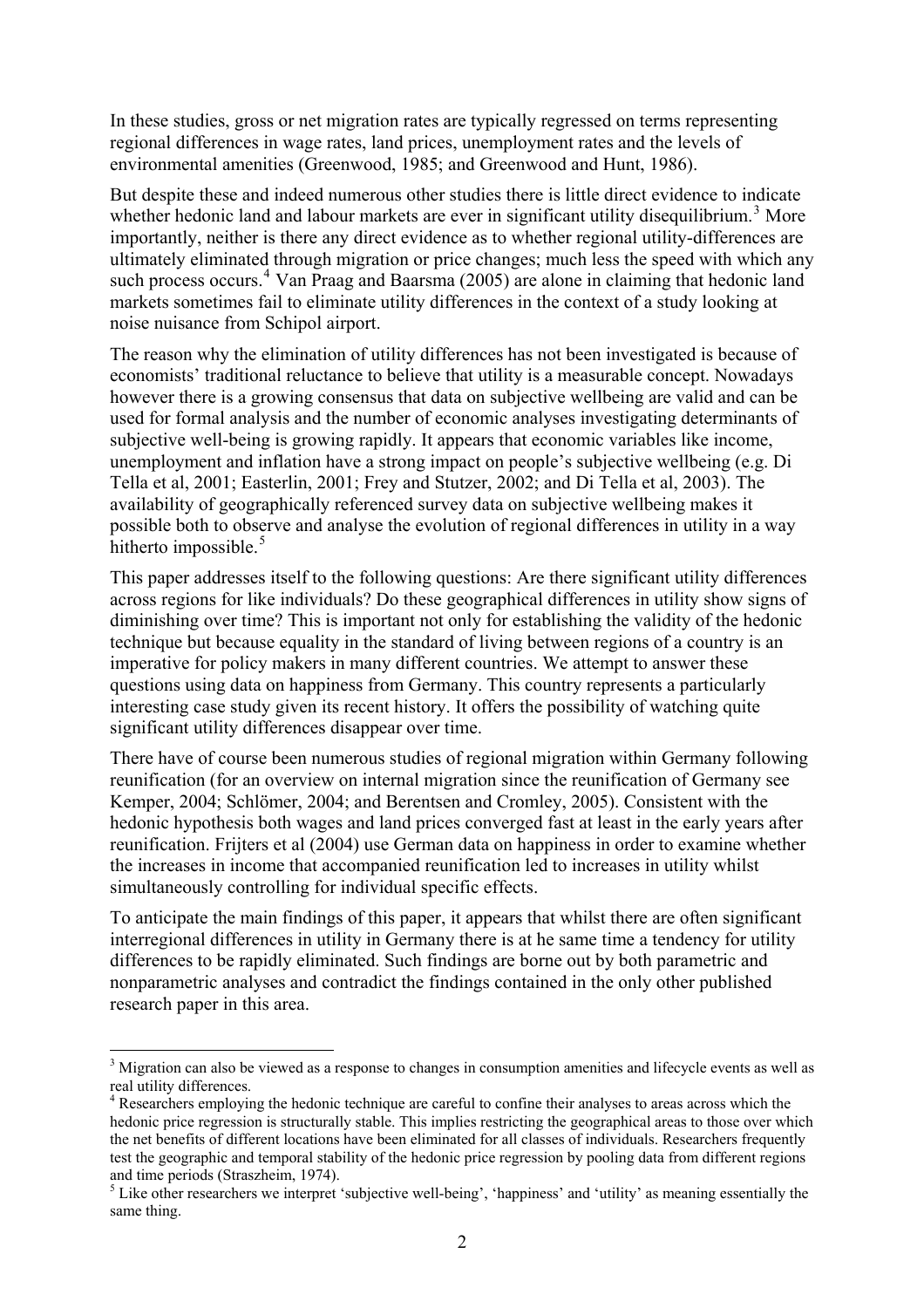In these studies, gross or net migration rates are typically regressed on terms representing regional differences in wage rates, land prices, unemployment rates and the levels of environmental amenities (Greenwood, 1985; and Greenwood and Hunt, 1986).

But despite these and indeed numerous other studies there is little direct evidence to indicate whether hedonic land and labour markets are ever in significant utility disequilibrium.[3] More importantly, neither is there any direct evidence as to whether regional utility-differences are ultimately eliminated through migration or price changes; much less the speed with which any such process occurs.[4] Van Praag and Baarsma (2005) are alone in claiming that hedonic land markets sometimes fail to eliminate utility differences in the context of a study looking at noise nuisance from Schipol airport.

The reason why the elimination of utility differences has not been investigated is because of economists' traditional reluctance to believe that utility is a measurable concept. Nowadays however there is a growing consensus that data on subjective wellbeing are valid and can be used for formal analysis and the number of economic analyses investigating determinants of subjective well-being is growing rapidly. It appears that economic variables like income, unemployment and inflation have a strong impact on people's subjective wellbeing (e.g. Di Tella et al, 2001; Easterlin, 2001; Frey and Stutzer, 2002; and Di Tella et al, 2003). The availability of geographically referenced survey data on subjective wellbeing makes it possible both to observe and analyse the evolution of regional differences in utility in a way hitherto impossible.[5]

This paper addresses itself to the following questions: Are there significant utility differences across regions for like individuals? Do these geographical differences in utility show signs of diminishing over time? This is important not only for establishing the validity of the hedonic technique but because equality in the standard of living between regions of a country is an imperative for policy makers in many different countries. We attempt to answer these questions using data on happiness from Germany. This country represents a particularly interesting case study given its recent history. It offers the possibility of watching quite significant utility differences disappear over time.

There have of course been numerous studies of regional migration within Germany following reunification (for an overview on internal migration since the reunification of Germany see Kemper, 2004; Schlömer, 2004; and Berentsen and Cromley, 2005). Consistent with the hedonic hypothesis both wages and land prices converged fast at least in the early years after reunification. Frijters et al (2004) use German data on happiness in order to examine whether the increases in income that accompanied reunification led to increases in utility whilst simultaneously controlling for individual specific effects.

To anticipate the main findings of this paper, it appears that whilst there are often significant interregional differences in utility in Germany there is at he same time a tendency for utility differences to be rapidly eliminated. Such findings are borne out by both parametric and nonparametric analyses and contradict the findings contained in the only other published research paper in this area.

[3] Migration can also be viewed as a response to changes in consumption amenities and lifecycle events as well as real utility differences.

[4] Researchers employing the hedonic technique are careful to confine their analyses to areas across which the hedonic price regression is structurally stable. This implies restricting the geographical areas to those over which the net benefits of different locations have been eliminated for all classes of individuals. Researchers frequently test the geographic and temporal stability of the hedonic price regression by pooling data from different regions and time periods (Straszheim, 1974).

[5] Like other researchers we interpret 'subjective well-being', 'happiness' and 'utility' as meaning essentially the same thing.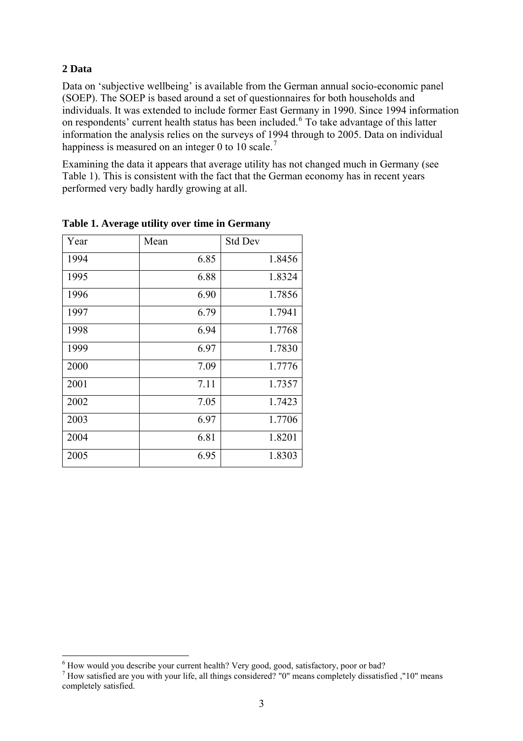## 2 Data

Data on 'subjective wellbeing' is available from the German annual socio-economic panel (SOEP). The SOEP is based around a set of questionnaires for both households and individuals. It was extended to include former East Germany in 1990. Since 1994 information on respondents' current health status has been included.[6] To take advantage of this latter information the analysis relies on the surveys of 1994 through to 2005. Data on individual happiness is measured on an integer 0 to 10 scale.[7]

Examining the data it appears that average utility has not changed much in Germany (see Table 1). This is consistent with the fact that the German economy has in recent years performed very badly hardly growing at all.

**Table 1. Average utility over time in Germany**

| Year | Mean | Std Dev |
|---|---|---|
| 1994 | 6.85 | 1.8456 |
| 1995 | 6.88 | 1.8324 |
| 1996 | 6.90 | 1.7856 |
| 1997 | 6.79 | 1.7941 |
| 1998 | 6.94 | 1.7768 |
| 1999 | 6.97 | 1.7830 |
| 2000 | 7.09 | 1.7776 |
| 2001 | 7.11 | 1.7357 |
| 2002 | 7.05 | 1.7423 |
| 2003 | 6.97 | 1.7706 |
| 2004 | 6.81 | 1.8201 |
| 2005 | 6.95 | 1.8303 |

[6] How would you describe your current health? Very good, good, satisfactory, poor or bad?

[7] How satisfied are you with your life, all things considered? "0" means completely dissatisfied ,"10" means completely satisfied.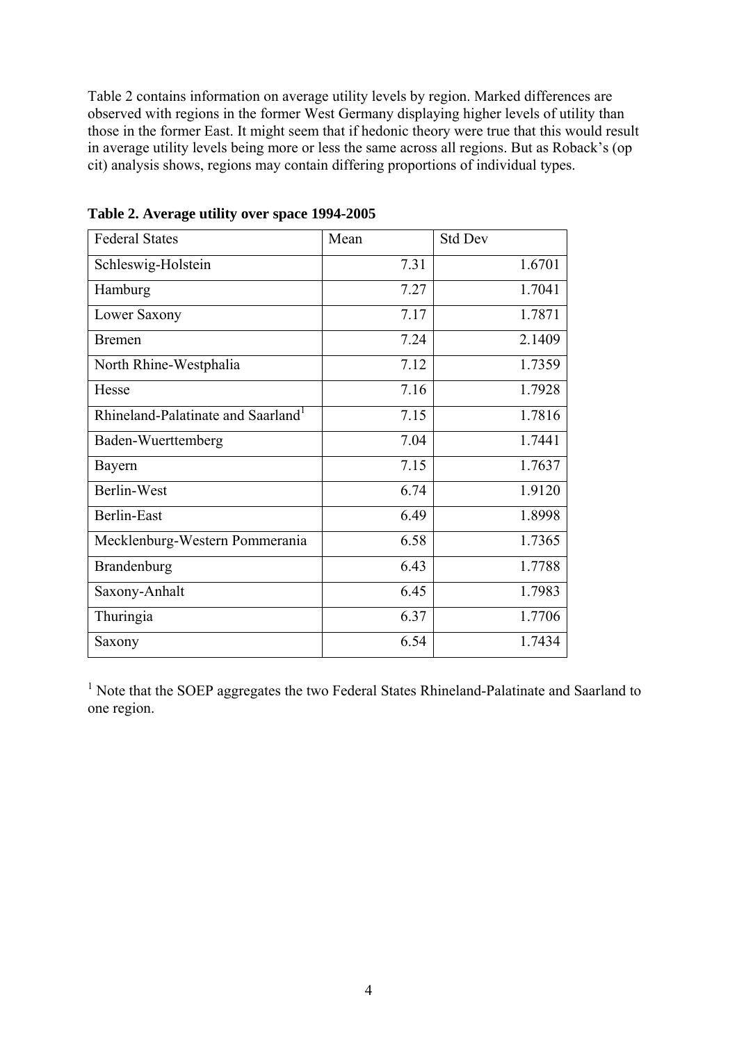Table 2 contains information on average utility levels by region. Marked differences are observed with regions in the former West Germany displaying higher levels of utility than those in the former East. It might seem that if hedonic theory were true that this would result in average utility levels being more or less the same across all regions. But as Roback's (op cit) analysis shows, regions may contain differing proportions of individual types.

**Table 2. Average utility over space 1994-2005**

| Federal States | Mean | Std Dev |
|---|---|---|
| Schleswig-Holstein | 7.31 | 1.6701 |
| Hamburg | 7.27 | 1.7041 |
| Lower Saxony | 7.17 | 1.7871 |
| Bremen | 7.24 | 2.1409 |
| North Rhine-Westphalia | 7.12 | 1.7359 |
| Hesse | 7.16 | 1.7928 |
| Rhineland-Palatinate and Saarland[1] | 7.15 | 1.7816 |
| Baden-Wuerttemberg | 7.04 | 1.7441 |
| Bayern | 7.15 | 1.7637 |
| Berlin-West | 6.74 | 1.9120 |
| Berlin-East | 6.49 | 1.8998 |
| Mecklenburg-Western Pommerania | 6.58 | 1.7365 |
| Brandenburg | 6.43 | 1.7788 |
| Saxony-Anhalt | 6.45 | 1.7983 |
| Thuringia | 6.37 | 1.7706 |
| Saxony | 6.54 | 1.7434 |

[1] Note that the SOEP aggregates the two Federal States Rhineland-Palatinate and Saarland to one region.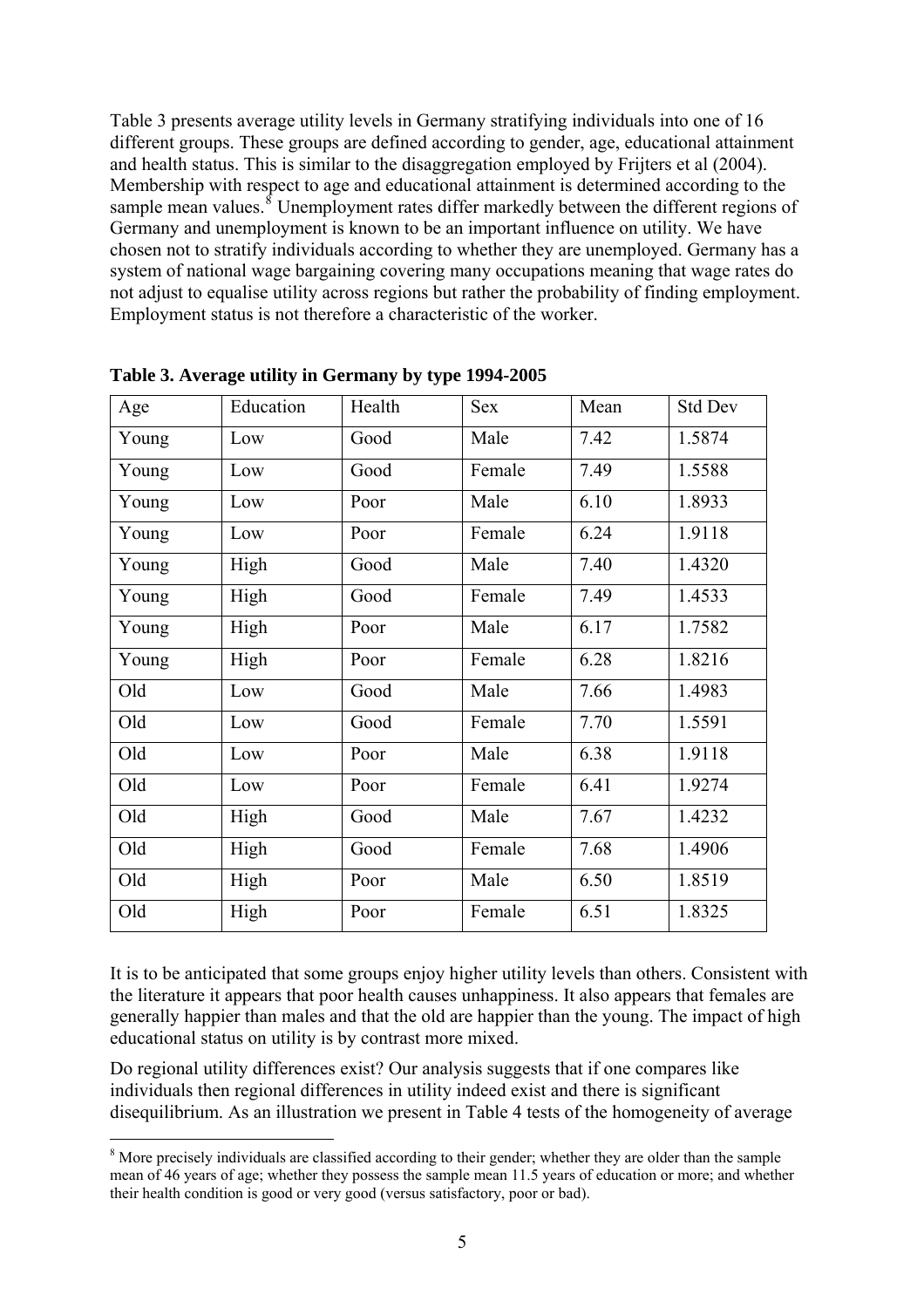Table 3 presents average utility levels in Germany stratifying individuals into one of 16 different groups. These groups are defined according to gender, age, educational attainment and health status. This is similar to the disaggregation employed by Frijters et al (2004). Membership with respect to age and educational attainment is determined according to the sample mean values.[8] Unemployment rates differ markedly between the different regions of Germany and unemployment is known to be an important influence on utility. We have chosen not to stratify individuals according to whether they are unemployed. Germany has a system of national wage bargaining covering many occupations meaning that wage rates do not adjust to equalise utility across regions but rather the probability of finding employment. Employment status is not therefore a characteristic of the worker.

**Table 3. Average utility in Germany by type 1994-2005**

| Age | Education | Health | Sex | Mean | Std Dev |
|---|---|---|---|---|---|
| Young | Low | Good | Male | 7.42 | 1.5874 |
| Young | Low | Good | Female | 7.49 | 1.5588 |
| Young | Low | Poor | Male | 6.10 | 1.8933 |
| Young | Low | Poor | Female | 6.24 | 1.9118 |
| Young | High | Good | Male | 7.40 | 1.4320 |
| Young | High | Good | Female | 7.49 | 1.4533 |
| Young | High | Poor | Male | 6.17 | 1.7582 |
| Young | High | Poor | Female | 6.28 | 1.8216 |
| Old | Low | Good | Male | 7.66 | 1.4983 |
| Old | Low | Good | Female | 7.70 | 1.5591 |
| Old | Low | Poor | Male | 6.38 | 1.9118 |
| Old | Low | Poor | Female | 6.41 | 1.9274 |
| Old | High | Good | Male | 7.67 | 1.4232 |
| Old | High | Good | Female | 7.68 | 1.4906 |
| Old | High | Poor | Male | 6.50 | 1.8519 |
| Old | High | Poor | Female | 6.51 | 1.8325 |

It is to be anticipated that some groups enjoy higher utility levels than others. Consistent with the literature it appears that poor health causes unhappiness. It also appears that females are generally happier than males and that the old are happier than the young. The impact of high educational status on utility is by contrast more mixed.

Do regional utility differences exist? Our analysis suggests that if one compares like individuals then regional differences in utility indeed exist and there is significant disequilibrium. As an illustration we present in Table 4 tests of the homogeneity of average

[8] More precisely individuals are classified according to their gender; whether they are older than the sample mean of 46 years of age; whether they possess the sample mean 11.5 years of education or more; and whether their health condition is good or very good (versus satisfactory, poor or bad).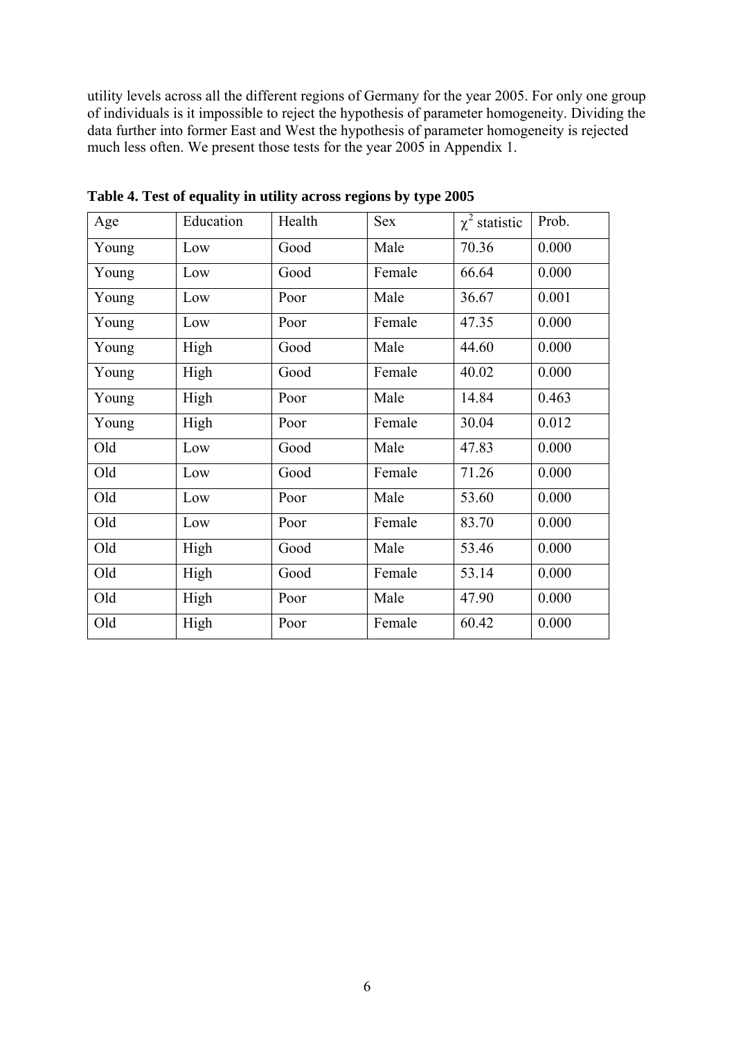utility levels across all the different regions of Germany for the year 2005. For only one group of individuals is it impossible to reject the hypothesis of parameter homogeneity. Dividing the data further into former East and West the hypothesis of parameter homogeneity is rejected much less often. We present those tests for the year 2005 in Appendix 1.

**Table 4. Test of equality in utility across regions by type 2005**

| Age | Education | Health | Sex | $\chi^2$ statistic | Prob. |
|---|---|---|---|---|---|
| Young | Low | Good | Male | 70.36 | 0.000 |
| Young | Low | Good | Female | 66.64 | 0.000 |
| Young | Low | Poor | Male | 36.67 | 0.001 |
| Young | Low | Poor | Female | 47.35 | 0.000 |
| Young | High | Good | Male | 44.60 | 0.000 |
| Young | High | Good | Female | 40.02 | 0.000 |
| Young | High | Poor | Male | 14.84 | 0.463 |
| Young | High | Poor | Female | 30.04 | 0.012 |
| Old | Low | Good | Male | 47.83 | 0.000 |
| Old | Low | Good | Female | 71.26 | 0.000 |
| Old | Low | Poor | Male | 53.60 | 0.000 |
| Old | Low | Poor | Female | 83.70 | 0.000 |
| Old | High | Good | Male | 53.46 | 0.000 |
| Old | High | Good | Female | 53.14 | 0.000 |
| Old | High | Poor | Male | 47.90 | 0.000 |
| Old | High | Poor | Female | 60.42 | 0.000 |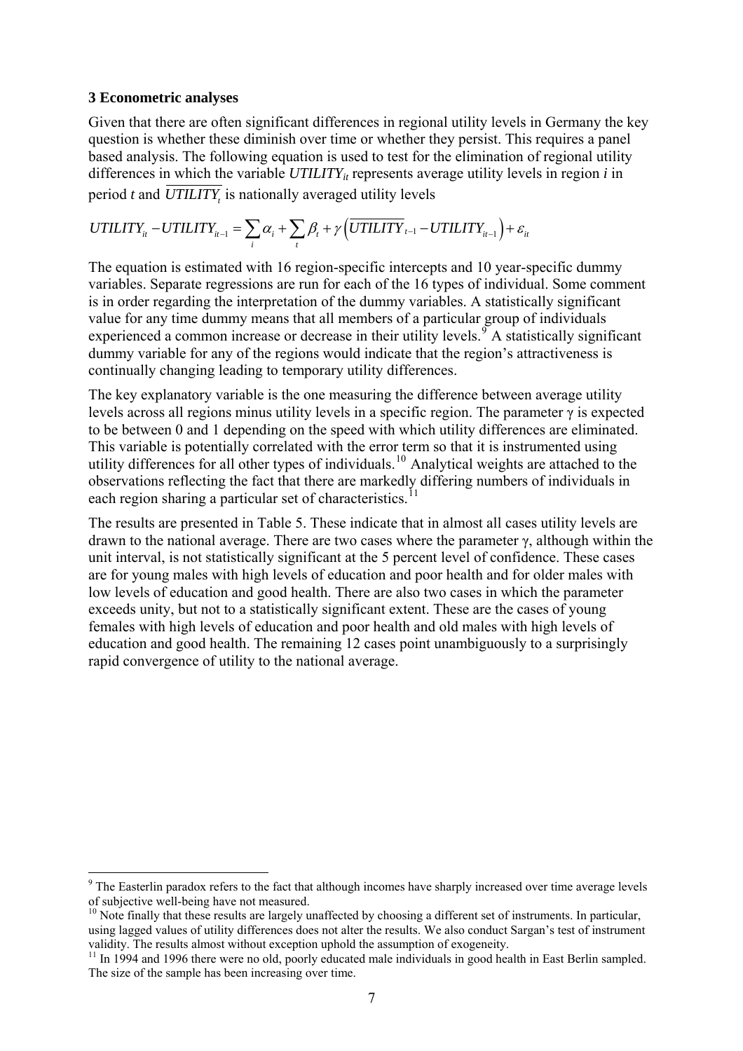### 3 Econometric analyses

Given that there are often significant differences in regional utility levels in Germany the key question is whether these diminish over time or whether they persist. This requires a panel based analysis. The following equation is used to test for the elimination of regional utility differences in which the variable $UTILITY_{it}$ represents average utility levels in region *i* in period *t* and $\overline{UTILITY_t}$ is nationally averaged utility levels

$$UTILITY_{it} - UTILITY_{it-1} = \sum_i \alpha_i + \sum_t \beta_t + \gamma\left(\overline{UTILITY}_{t-1} - UTILITY_{it-1}\right) + \varepsilon_{it}$$

The equation is estimated with 16 region-specific intercepts and 10 year-specific dummy variables. Separate regressions are run for each of the 16 types of individual. Some comment is in order regarding the interpretation of the dummy variables. A statistically significant value for any time dummy means that all members of a particular group of individuals experienced a common increase or decrease in their utility levels.[9] A statistically significant dummy variable for any of the regions would indicate that the region's attractiveness is continually changing leading to temporary utility differences.

The key explanatory variable is the one measuring the difference between average utility levels across all regions minus utility levels in a specific region. The parameter γ is expected to be between 0 and 1 depending on the speed with which utility differences are eliminated. This variable is potentially correlated with the error term so that it is instrumented using utility differences for all other types of individuals.[10] Analytical weights are attached to the observations reflecting the fact that there are markedly differing numbers of individuals in each region sharing a particular set of characteristics.[11]

The results are presented in Table 5. These indicate that in almost all cases utility levels are drawn to the national average. There are two cases where the parameter γ, although within the unit interval, is not statistically significant at the 5 percent level of confidence. These cases are for young males with high levels of education and poor health and for older males with low levels of education and good health. There are also two cases in which the parameter exceeds unity, but not to a statistically significant extent. These are the cases of young females with high levels of education and poor health and old males with high levels of education and good health. The remaining 12 cases point unambiguously to a surprisingly rapid convergence of utility to the national average.

---

[9] The Easterlin paradox refers to the fact that although incomes have sharply increased over time average levels of subjective well-being have not measured.

[10] Note finally that these results are largely unaffected by choosing a different set of instruments. In particular, using lagged values of utility differences does not alter the results. We also conduct Sargan's test of instrument validity. The results almost without exception uphold the assumption of exogeneity.

[11] In 1994 and 1996 there were no old, poorly educated male individuals in good health in East Berlin sampled. The size of the sample has been increasing over time.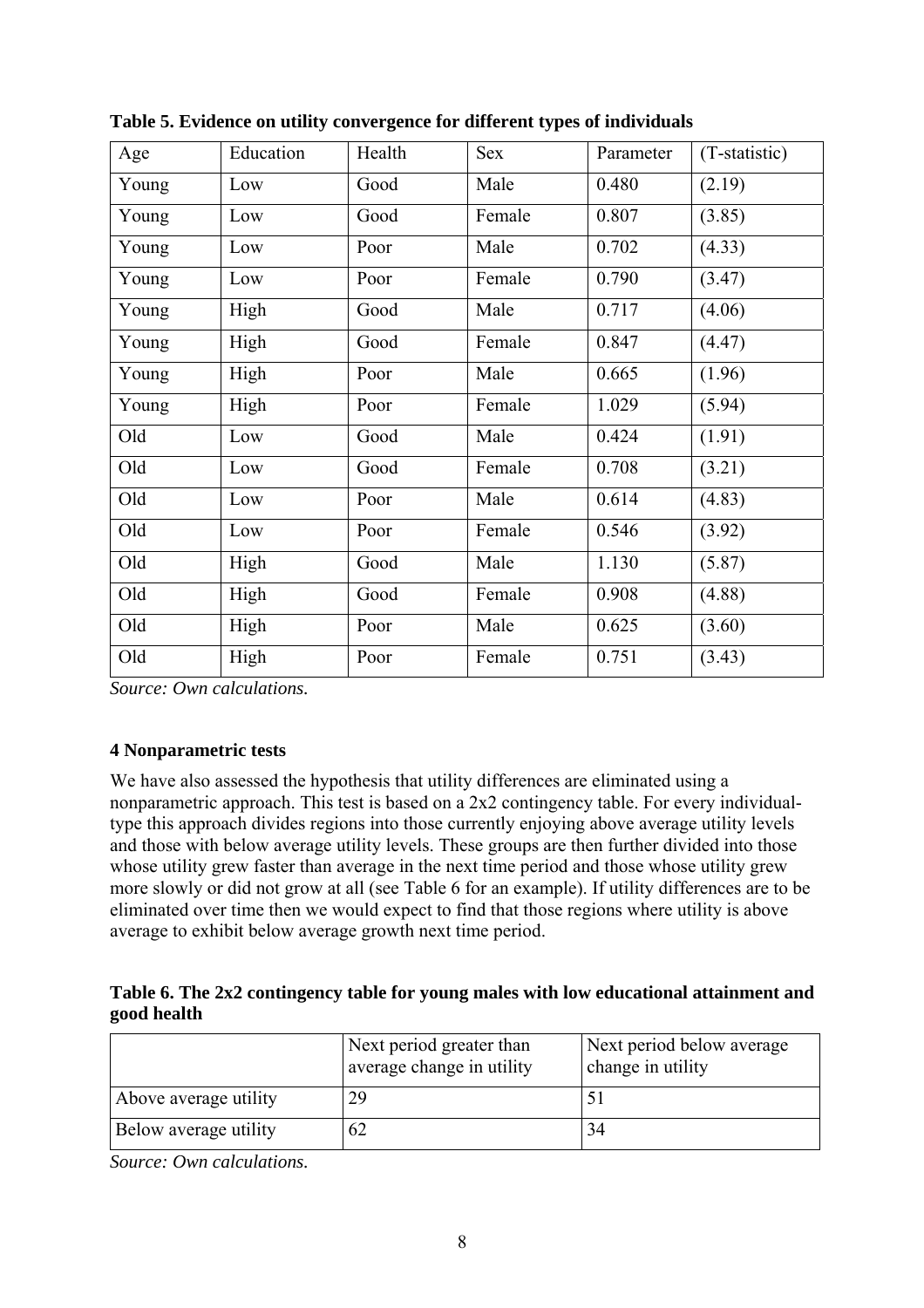**Table 5. Evidence on utility convergence for different types of individuals**

| Age | Education | Health | Sex | Parameter | (T-statistic) |
|---|---|---|---|---|---|
| Young | Low | Good | Male | 0.480 | (2.19) |
| Young | Low | Good | Female | 0.807 | (3.85) |
| Young | Low | Poor | Male | 0.702 | (4.33) |
| Young | Low | Poor | Female | 0.790 | (3.47) |
| Young | High | Good | Male | 0.717 | (4.06) |
| Young | High | Good | Female | 0.847 | (4.47) |
| Young | High | Poor | Male | 0.665 | (1.96) |
| Young | High | Poor | Female | 1.029 | (5.94) |
| Old | Low | Good | Male | 0.424 | (1.91) |
| Old | Low | Good | Female | 0.708 | (3.21) |
| Old | Low | Poor | Male | 0.614 | (4.83) |
| Old | Low | Poor | Female | 0.546 | (3.92) |
| Old | High | Good | Male | 1.130 | (5.87) |
| Old | High | Good | Female | 0.908 | (4.88) |
| Old | High | Poor | Male | 0.625 | (3.60) |
| Old | High | Poor | Female | 0.751 | (3.43) |

*Source: Own calculations.*

### 4 Nonparametric tests

We have also assessed the hypothesis that utility differences are eliminated using a nonparametric approach. This test is based on a 2x2 contingency table. For every individual-type this approach divides regions into those currently enjoying above average utility levels and those with below average utility levels. These groups are then further divided into those whose utility grew faster than average in the next time period and those whose utility grew more slowly or did not grow at all (see Table 6 for an example). If utility differences are to be eliminated over time then we would expect to find that those regions where utility is above average to exhibit below average growth next time period.

**Table 6. The 2x2 contingency table for young males with low educational attainment and good health**

| | Next period greater than average change in utility | Next period below average change in utility |
|---|---|---|
| Above average utility | 29 | 51 |
| Below average utility | 62 | 34 |

*Source: Own calculations.*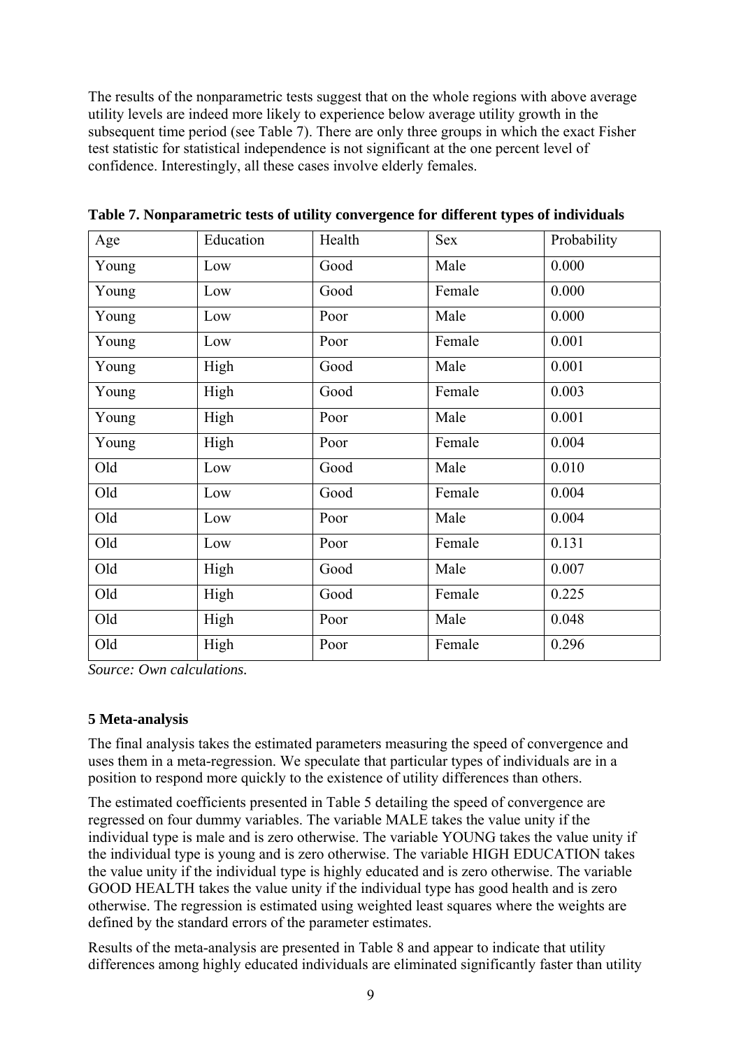The results of the nonparametric tests suggest that on the whole regions with above average utility levels are indeed more likely to experience below average utility growth in the subsequent time period (see Table 7). There are only three groups in which the exact Fisher test statistic for statistical independence is not significant at the one percent level of confidence. Interestingly, all these cases involve elderly females.

**Table 7. Nonparametric tests of utility convergence for different types of individuals**

| Age | Education | Health | Sex | Probability |
|---|---|---|---|---|
| Young | Low | Good | Male | 0.000 |
| Young | Low | Good | Female | 0.000 |
| Young | Low | Poor | Male | 0.000 |
| Young | Low | Poor | Female | 0.001 |
| Young | High | Good | Male | 0.001 |
| Young | High | Good | Female | 0.003 |
| Young | High | Poor | Male | 0.001 |
| Young | High | Poor | Female | 0.004 |
| Old | Low | Good | Male | 0.010 |
| Old | Low | Good | Female | 0.004 |
| Old | Low | Poor | Male | 0.004 |
| Old | Low | Poor | Female | 0.131 |
| Old | High | Good | Male | 0.007 |
| Old | High | Good | Female | 0.225 |
| Old | High | Poor | Male | 0.048 |
| Old | High | Poor | Female | 0.296 |

*Source: Own calculations.*

### 5 Meta-analysis

The final analysis takes the estimated parameters measuring the speed of convergence and uses them in a meta-regression. We speculate that particular types of individuals are in a position to respond more quickly to the existence of utility differences than others.

The estimated coefficients presented in Table 5 detailing the speed of convergence are regressed on four dummy variables. The variable MALE takes the value unity if the individual type is male and is zero otherwise. The variable YOUNG takes the value unity if the individual type is young and is zero otherwise. The variable HIGH EDUCATION takes the value unity if the individual type is highly educated and is zero otherwise. The variable GOOD HEALTH takes the value unity if the individual type has good health and is zero otherwise. The regression is estimated using weighted least squares where the weights are defined by the standard errors of the parameter estimates.

Results of the meta-analysis are presented in Table 8 and appear to indicate that utility differences among highly educated individuals are eliminated significantly faster than utility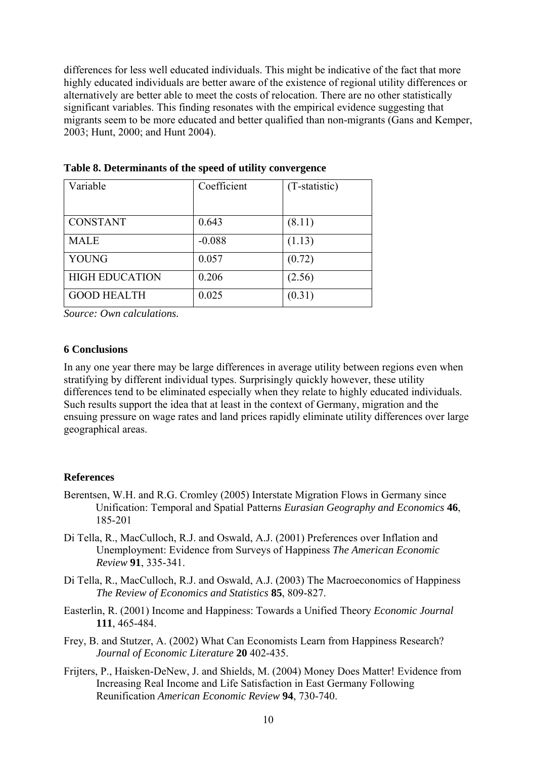differences for less well educated individuals. This might be indicative of the fact that more highly educated individuals are better aware of the existence of regional utility differences or alternatively are better able to meet the costs of relocation. There are no other statistically significant variables. This finding resonates with the empirical evidence suggesting that migrants seem to be more educated and better qualified than non-migrants (Gans and Kemper, 2003; Hunt, 2000; and Hunt 2004).

**Table 8. Determinants of the speed of utility convergence**

| Variable | Coefficient | (T-statistic) |
|---|---|---|
| CONSTANT | 0.643 | (8.11) |
| MALE | -0.088 | (1.13) |
| YOUNG | 0.057 | (0.72) |
| HIGH EDUCATION | 0.206 | (2.56) |
| GOOD HEALTH | 0.025 | (0.31) |

*Source: Own calculations.*

## 6 Conclusions

In any one year there may be large differences in average utility between regions even when stratifying by different individual types. Surprisingly quickly however, these utility differences tend to be eliminated especially when they relate to highly educated individuals. Such results support the idea that at least in the context of Germany, migration and the ensuing pressure on wage rates and land prices rapidly eliminate utility differences over large geographical areas.

## References

Berentsen, W.H. and R.G. Cromley (2005) Interstate Migration Flows in Germany since Unification: Temporal and Spatial Patterns *Eurasian Geography and Economics* **46**, 185-201

Di Tella, R., MacCulloch, R.J. and Oswald, A.J. (2001) Preferences over Inflation and Unemployment: Evidence from Surveys of Happiness *The American Economic Review* **91**, 335-341.

Di Tella, R., MacCulloch, R.J. and Oswald, A.J. (2003) The Macroeconomics of Happiness *The Review of Economics and Statistics* **85**, 809-827.

Easterlin, R. (2001) Income and Happiness: Towards a Unified Theory *Economic Journal* **111**, 465-484.

Frey, B. and Stutzer, A. (2002) What Can Economists Learn from Happiness Research? *Journal of Economic Literature* **20** 402-435.

Frijters, P., Haisken-DeNew, J. and Shields, M. (2004) Money Does Matter! Evidence from Increasing Real Income and Life Satisfaction in East Germany Following Reunification *American Economic Review* **94**, 730-740.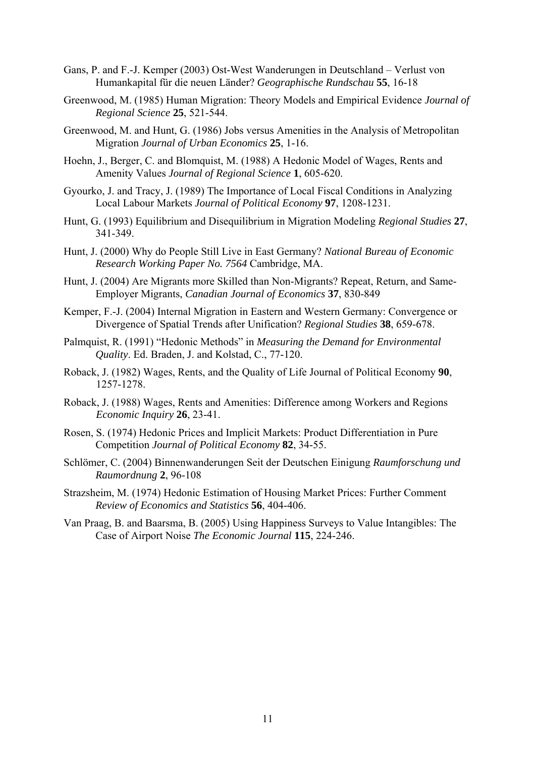Gans, P. and F.-J. Kemper (2003) Ost-West Wanderungen in Deutschland – Verlust von Humankapital für die neuen Länder? *Geographische Rundschau* **55**, 16-18

Greenwood, M. (1985) Human Migration: Theory Models and Empirical Evidence *Journal of Regional Science* **25**, 521-544.

Greenwood, M. and Hunt, G. (1986) Jobs versus Amenities in the Analysis of Metropolitan Migration *Journal of Urban Economics* **25**, 1-16.

Hoehn, J., Berger, C. and Blomquist, M. (1988) A Hedonic Model of Wages, Rents and Amenity Values *Journal of Regional Science* **1**, 605-620.

Gyourko, J. and Tracy, J. (1989) The Importance of Local Fiscal Conditions in Analyzing Local Labour Markets *Journal of Political Economy* **97**, 1208-1231.

Hunt, G. (1993) Equilibrium and Disequilibrium in Migration Modeling *Regional Studies* **27**, 341-349.

Hunt, J. (2000) Why do People Still Live in East Germany? *National Bureau of Economic Research Working Paper No. 7564* Cambridge, MA.

Hunt, J. (2004) Are Migrants more Skilled than Non-Migrants? Repeat, Return, and Same-Employer Migrants, *Canadian Journal of Economics* **37**, 830-849

Kemper, F.-J. (2004) Internal Migration in Eastern and Western Germany: Convergence or Divergence of Spatial Trends after Unification? *Regional Studies* **38**, 659-678.

Palmquist, R. (1991) "Hedonic Methods" in *Measuring the Demand for Environmental Quality*. Ed. Braden, J. and Kolstad, C., 77-120.

Roback, J. (1982) Wages, Rents, and the Quality of Life Journal of Political Economy **90**, 1257-1278.

Roback, J. (1988) Wages, Rents and Amenities: Difference among Workers and Regions *Economic Inquiry* **26**, 23-41.

Rosen, S. (1974) Hedonic Prices and Implicit Markets: Product Differentiation in Pure Competition *Journal of Political Economy* **82**, 34-55.

Schlömer, C. (2004) Binnenwanderungen Seit der Deutschen Einigung *Raumforschung und Raumordnung* **2**, 96-108

Strazsheim, M. (1974) Hedonic Estimation of Housing Market Prices: Further Comment *Review of Economics and Statistics* **56**, 404-406.

Van Praag, B. and Baarsma, B. (2005) Using Happiness Surveys to Value Intangibles: The Case of Airport Noise *The Economic Journal* **115**, 224-246.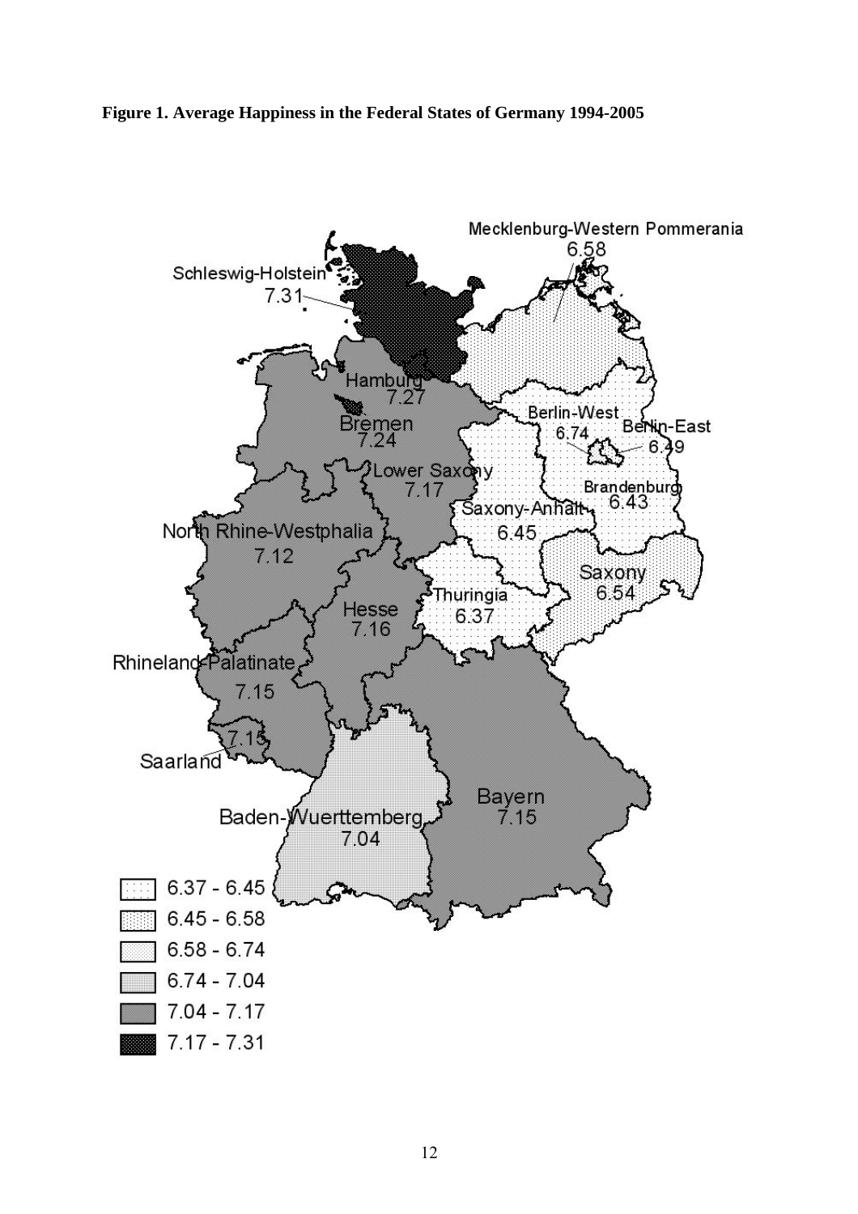**Figure 1. Average Happiness in the Federal States of Germany 1994-2005**

Mecklenburg-Western Pommerania 6.58

Schleswig-Holstein 7.31

Hamburg 7.27

Bremen 7.24

Berlin-West 6.74

Berlin-East 6.49

Lower Saxony 7.17

Brandenburg 6.43

Saxony-Anhalt 6.45

North Rhine-Westphalia 7.12

Saxony 6.54

Thuringia 6.37

Hesse 7.16

Rhineland-Palatinate 7.15

Saarland 7.15

Bayern 7.15

Baden-Wuerttemberg 7.04

6.37 - 6.45
6.45 - 6.58
6.58 - 6.74
6.74 - 7.04
7.04 - 7.17
7.17 - 7.31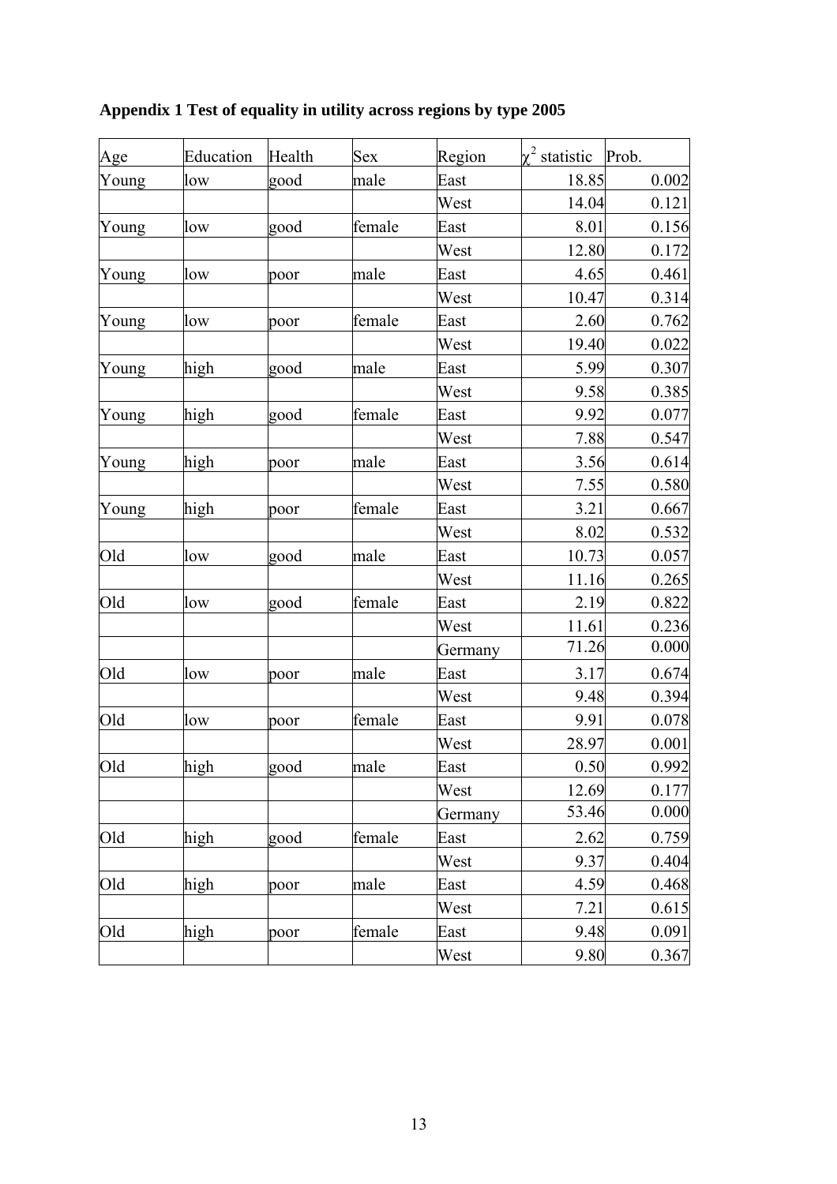**Appendix 1 Test of equality in utility across regions by type 2005**

| Age | Education | Health | Sex | Region | $\chi^2$ statistic | Prob. |
|---|---|---|---|---|---|---|
| Young | low | good | male | East | 18.85 | 0.002 |
| | | | | West | 14.04 | 0.121 |
| Young | low | good | female | East | 8.01 | 0.156 |
| | | | | West | 12.80 | 0.172 |
| Young | low | poor | male | East | 4.65 | 0.461 |
| | | | | West | 10.47 | 0.314 |
| Young | low | poor | female | East | 2.60 | 0.762 |
| | | | | West | 19.40 | 0.022 |
| Young | high | good | male | East | 5.99 | 0.307 |
| | | | | West | 9.58 | 0.385 |
| Young | high | good | female | East | 9.92 | 0.077 |
| | | | | West | 7.88 | 0.547 |
| Young | high | poor | male | East | 3.56 | 0.614 |
| | | | | West | 7.55 | 0.580 |
| Young | high | poor | female | East | 3.21 | 0.667 |
| | | | | West | 8.02 | 0.532 |
| Old | low | good | male | East | 10.73 | 0.057 |
| | | | | West | 11.16 | 0.265 |
| Old | low | good | female | East | 2.19 | 0.822 |
| | | | | West | 11.61 | 0.236 |
| | | | | Germany | 71.26 | 0.000 |
| Old | low | poor | male | East | 3.17 | 0.674 |
| | | | | West | 9.48 | 0.394 |
| Old | low | poor | female | East | 9.91 | 0.078 |
| | | | | West | 28.97 | 0.001 |
| Old | high | good | male | East | 0.50 | 0.992 |
| | | | | West | 12.69 | 0.177 |
| | | | | Germany | 53.46 | 0.000 |
| Old | high | good | female | East | 2.62 | 0.759 |
| | | | | West | 9.37 | 0.404 |
| Old | high | poor | male | East | 4.59 | 0.468 |
| | | | | West | 7.21 | 0.615 |
| Old | high | poor | female | East | 9.48 | 0.091 |
| | | | | West | 9.80 | 0.367 |